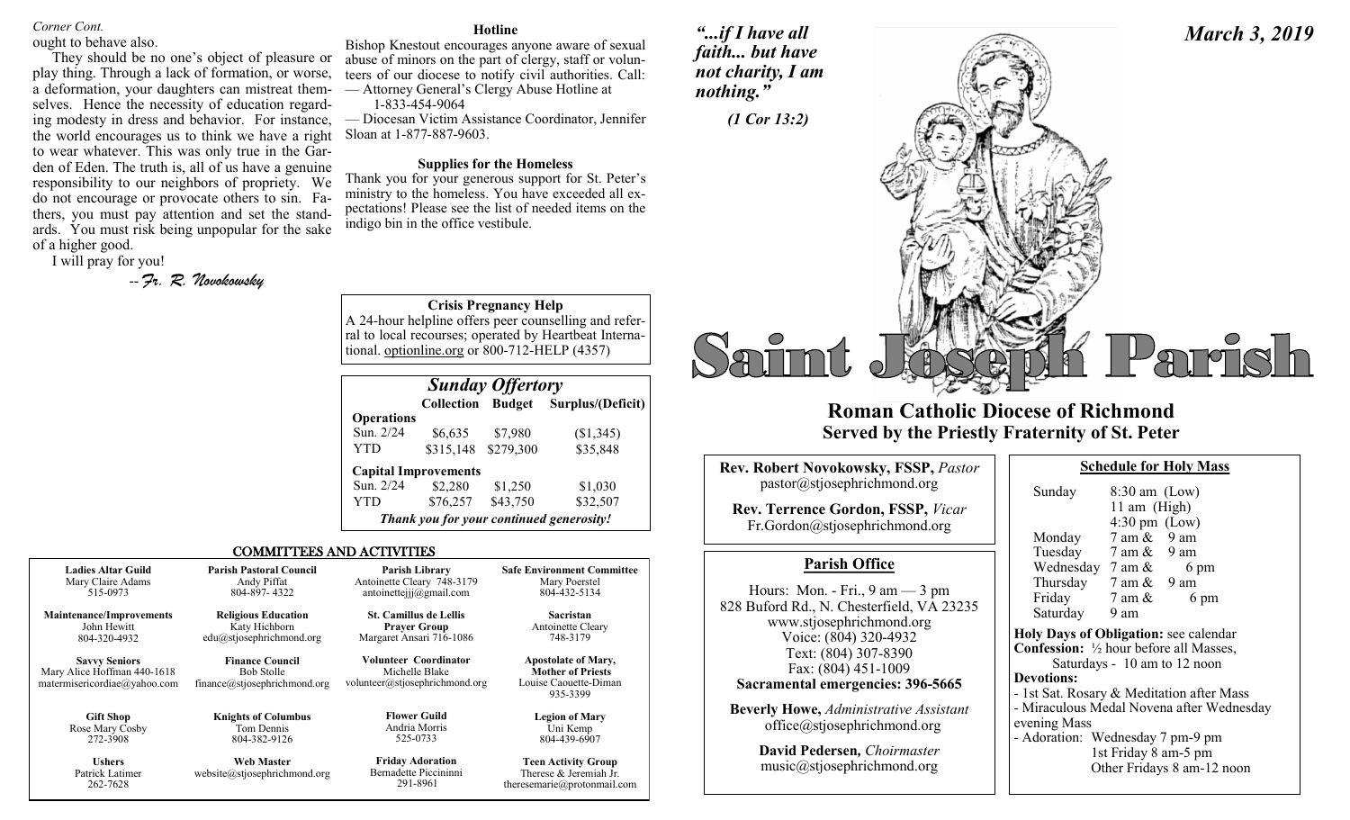*Corner Cont.*

ought to behave also.

They should be no one's object of pleasure or play thing. Through a lack of formation, or worse, a deformation, your daughters can mistreat themselves. Hence the necessity of education regarding modesty in dress and behavior. For instance, the world encourages us to think we have a right to wear whatever. This was only true in the Garden of Eden. The truth is, all of us have a genuine responsibility to our neighbors of propriety. We do not encourage or provocate others to sin. Fathers, you must pay attention and set the standards. You must risk being unpopular for the sake of a higher good.

I will pray for you!

*--Fr. R. Novokowsky*

### Hotline

Bishop Knestout encourages anyone aware of sexual abuse of minors on the part of clergy, staff or volunteers of our diocese to notify civil authorities. Call:
— Attorney General's Clergy Abuse Hotline at 1-833-454-9064
— Diocesan Victim Assistance Coordinator, Jennifer Sloan at 1-877-887-9603.

### Supplies for the Homeless

Thank you for your generous support for St. Peter's ministry to the homeless. You have exceeded all expectations! Please see the list of needed items on the indigo bin in the office vestibule.

### Crisis Pregnancy Help

A 24-hour helpline offers peer counselling and referral to local recourses; operated by Heartbeat International. optionline.org or 800-712-HELP (4357)

### *Sunday Offertory*

| | Collection | Budget | Surplus/(Deficit) |
|---|---|---|---|
| **Operations** | | | |
| Sun. 2/24 | $6,635 | $7,980 | ($1,345) |
| YTD | $315,148 | $279,300 | $35,848 |
| **Capital Improvements** | | | |
| Sun. 2/24 | $2,280 | $1,250 | $1,030 |
| YTD | $76,257 | $43,750 | $32,507 |

***Thank you for your continued generosity!***

## COMMITTEES AND ACTIVITIES

| | | | |
|---|---|---|---|
| **Ladies Altar Guild**<br>Mary Claire Adams<br>515-0973 | **Parish Pastoral Council**<br>Andy Piffat<br>804-897- 4322 | **Parish Library**<br>Antoinette Cleary 748-3179<br>antoinettejjj@gmail.com | **Safe Environment Committee**<br>Mary Poerstel<br>804-432-5134 |
| **Maintenance/Improvements**<br>John Hewitt<br>804-320-4932 | **Religious Education**<br>Katy Hichborn<br>edu@stjosephrichmond.org | **St. Camillus de Lellis Prayer Group**<br>Margaret Ansari 716-1086 | **Sacristan**<br>Antoinette Cleary<br>748-3179 |
| **Savvy Seniors**<br>Mary Alice Hoffman 440-1618<br>matermisericordiae@yahoo.com | **Finance Council**<br>Bob Stolle<br>finance@stjosephrichmond.org | **Volunteer Coordinator**<br>Michelle Blake<br>volunteer@stjosephrichmond.org | **Apostolate of Mary, Mother of Priests**<br>Louise Caouette-Diman<br>935-3399 |
| **Gift Shop**<br>Rose Mary Cosby<br>272-3908 | **Knights of Columbus**<br>Tom Dennis<br>804-382-9126 | **Flower Guild**<br>Andria Morris<br>525-0733 | **Legion of Mary**<br>Uni Kemp<br>804-439-6907 |
| **Ushers**<br>Patrick Latimer<br>262-7628 | **Web Master**<br>website@stjosephrichmond.org | **Friday Adoration**<br>Bernadette Piccininni<br>291-8961 | **Teen Activity Group**<br>Therese & Jeremiah Jr.<br>theresemarie@protonmail.com |

*"...if I have all faith... but have not charity, I am nothing."*

*(1 Cor 13:2)*

***March 3, 2019***

# Saint Joseph Parish

## Roman Catholic Diocese of Richmond
## Served by the Priestly Fraternity of St. Peter

**Rev. Robert Novokowsky, FSSP,** *Pastor*
pastor@stjosephrichmond.org

**Rev. Terrence Gordon, FSSP,** *Vicar*
Fr.Gordon@stjosephrichmond.org

### Parish Office

Hours: Mon. - Fri., 9 am — 3 pm
828 Buford Rd., N. Chesterfield, VA 23235
www.stjosephrichmond.org
Voice: (804) 320-4932
Text: (804) 307-8390
Fax: (804) 451-1009
**Sacramental emergencies: 396-5665**

**Beverly Howe,** *Administrative Assistant*
office@stjosephrichmond.org

**David Pedersen,** *Choirmaster*
music@stjosephrichmond.org

### Schedule for Holy Mass

| | |
|---|---|
| Sunday | 8:30 am (Low)<br>11 am (High)<br>4:30 pm (Low) |
| Monday | 7 am & 9 am |
| Tuesday | 7 am & 9 am |
| Wednesday | 7 am & 6 pm |
| Thursday | 7 am & 9 am |
| Friday | 7 am & 6 pm |
| Saturday | 9 am |

**Holy Days of Obligation:** see calendar
**Confession:** ½ hour before all Masses, Saturdays - 10 am to 12 noon
**Devotions:**
- 1st Sat. Rosary & Meditation after Mass
- Miraculous Medal Novena after Wednesday evening Mass
- Adoration: Wednesday 7 pm-9 pm
 1st Friday 8 am-5 pm
 Other Fridays 8 am-12 noon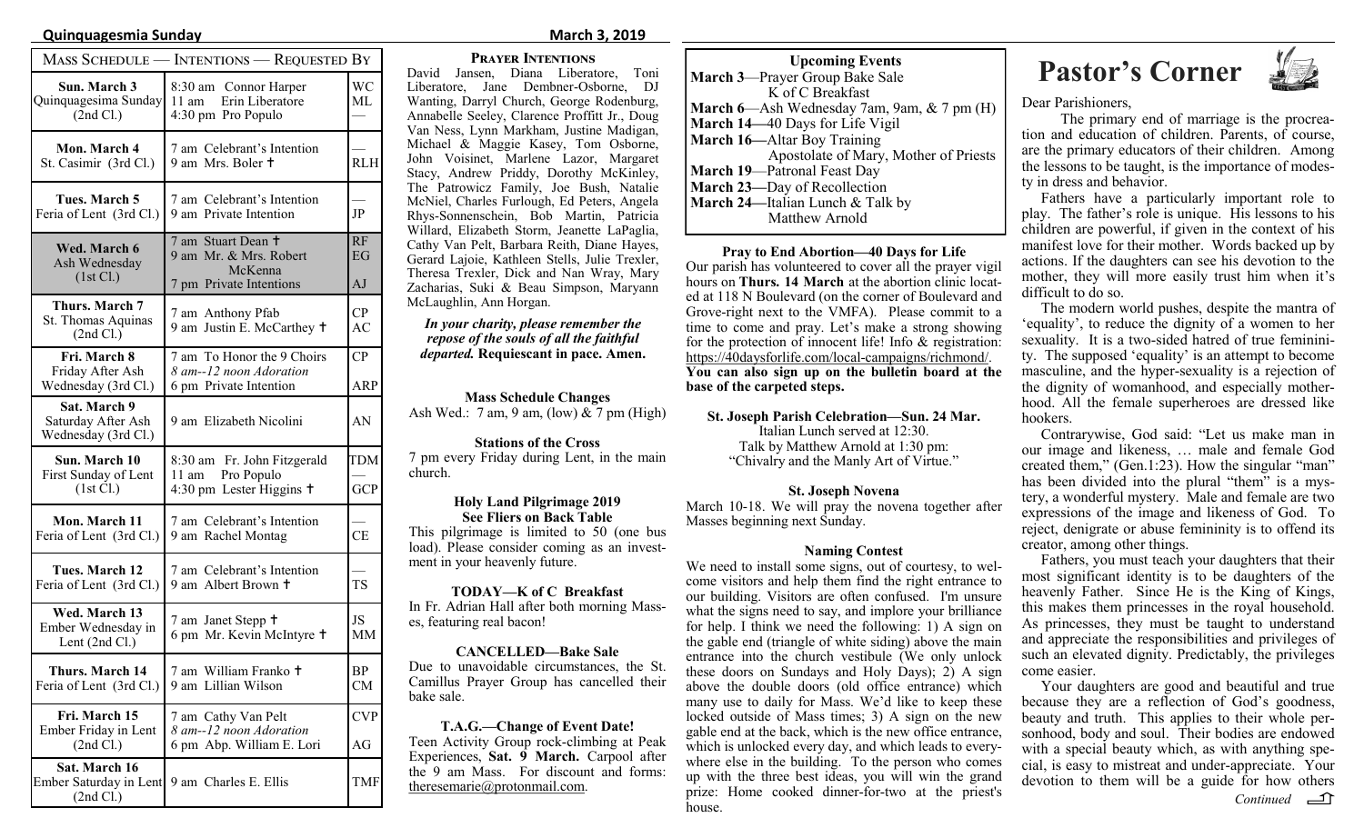## Mass Schedule — Intentions — Requested By

| | | |
|---|---|---|
| **Sun. March 3** Quinquagesima Sunday (2nd Cl.) | 8:30 am Connor Harper<br>11 am Erin Liberatore<br>4:30 pm Pro Populo | WC<br>ML<br>— |
| **Mon. March 4** St. Casimir (3rd Cl.) | 7 am Celebrant's Intention<br>9 am Mrs. Boler ✝ | —<br>RLH |
| **Tues. March 5** Feria of Lent (3rd Cl.) | 7 am Celebrant's Intention<br>9 am Private Intention | —<br>JP |
| **Wed. March 6** Ash Wednesday (1st Cl.) | 7 am Stuart Dean ✝<br>9 am Mr. & Mrs. Robert McKenna<br>7 pm Private Intentions | RF<br>EG<br>AJ |
| **Thurs. March 7** St. Thomas Aquinas (2nd Cl.) | 7 am Anthony Pfab<br>9 am Justin E. McCarthey ✝ | CP<br>AC |
| **Fri. March 8** Friday After Ash Wednesday (3rd Cl.) | 7 am To Honor the 9 Choirs<br>*8 am--12 noon Adoration*<br>6 pm Private Intention | CP<br><br>ARP |
| **Sat. March 9** Saturday After Ash Wednesday (3rd Cl.) | 9 am Elizabeth Nicolini | AN |
| **Sun. March 10** First Sunday of Lent (1st Cl.) | 8:30 am Fr. John Fitzgerald<br>11 am Pro Populo<br>4:30 pm Lester Higgins ✝ | TDM<br>—<br>GCP |
| **Mon. March 11** Feria of Lent (3rd Cl.) | 7 am Celebrant's Intention<br>9 am Rachel Montag | —<br>CE |
| **Tues. March 12** Feria of Lent (3rd Cl.) | 7 am Celebrant's Intention<br>9 am Albert Brown ✝ | —<br>TS |
| **Wed. March 13** Ember Wednesday in Lent (2nd Cl.) | 7 am Janet Stepp ✝<br>6 pm Mr. Kevin McIntyre ✝ | JS<br>MM |
| **Thurs. March 14** Feria of Lent (3rd Cl.) | 7 am William Franko ✝<br>9 am Lillian Wilson | BP<br>CM |
| **Fri. March 15** Ember Friday in Lent (2nd Cl.) | 7 am Cathy Van Pelt<br>*8 am--12 noon Adoration*<br>6 pm Abp. William E. Lori | CVP<br><br>AG |
| **Sat. March 16** Ember Saturday in Lent (2nd Cl.) | 9 am Charles E. Ellis | TMF |

## Prayer Intentions

David Jansen, Diana Liberatore, Toni Liberatore, Jane Dembner-Osborne, DJ Wanting, Darryl Church, George Rodenburg, Annabelle Seeley, Clarence Proffitt Jr., Doug Van Ness, Lynn Markham, Justine Madigan, Michael & Maggie Kasey, Tom Osborne, John Voisinet, Marlene Lazor, Margaret Stacy, Andrew Priddy, Dorothy McKinley, The Patrowicz Family, Joe Bush, Natalie McNiel, Charles Furlough, Ed Peters, Angela Rhys-Sonnenschein, Bob Martin, Patricia Willard, Elizabeth Storm, Jeanette LaPaglia, Cathy Van Pelt, Barbara Reith, Diane Hayes, Gerard Lajoie, Kathleen Stells, Julie Trexler, Theresa Trexler, Dick and Nan Wray, Mary Zacharias, Suki & Beau Simpson, Maryann McLaughlin, Ann Horgan.

***In your charity, please remember the repose of the souls of all the faithful departed.*** **Requiescant in pace. Amen.**

### Mass Schedule Changes

Ash Wed.: 7 am, 9 am, (low) & 7 pm (High)

### Stations of the Cross

7 pm every Friday during Lent, in the main church.

### Holy Land Pilgrimage 2019
### See Fliers on Back Table

This pilgrimage is limited to 50 (one bus load). Please consider coming as an investment in your heavenly future.

### TODAY—K of C Breakfast

In Fr. Adrian Hall after both morning Masses, featuring real bacon!

### CANCELLED—Bake Sale

Due to unavoidable circumstances, the St. Camillus Prayer Group has cancelled their bake sale.

### T.A.G.—Change of Event Date!

Teen Activity Group rock-climbing at Peak Experiences, **Sat. 9 March.** Carpool after the 9 am Mass. For discount and forms: theresemarie@protonmail.com.

### Upcoming Events

**March 3**—Prayer Group Bake Sale
K of C Breakfast
**March 6**—Ash Wednesday 7am, 9am, & 7 pm (H)
**March 14—**40 Days for Life Vigil
**March 16—**Altar Boy Training
Apostolate of Mary, Mother of Priests
**March 19**—Patronal Feast Day
**March 23—**Day of Recollection
**March 24—**Italian Lunch & Talk by Matthew Arnold

### Pray to End Abortion—40 Days for Life

Our parish has volunteered to cover all the prayer vigil hours on **Thurs. 14 March** at the abortion clinic located at 118 N Boulevard (on the corner of Boulevard and Grove-right next to the VMFA). Please commit to a time to come and pray. Let's make a strong showing for the protection of innocent life! Info & registration: https://40daysforlife.com/local-campaigns/richmond/. **You can also sign up on the bulletin board at the base of the carpeted steps.**

### St. Joseph Parish Celebration—Sun. 24 Mar.

Italian Lunch served at 12:30.
Talk by Matthew Arnold at 1:30 pm:
"Chivalry and the Manly Art of Virtue."

### St. Joseph Novena

March 10-18. We will pray the novena together after Masses beginning next Sunday.

### Naming Contest

We need to install some signs, out of courtesy, to welcome visitors and help them find the right entrance to our building. Visitors are often confused. I'm unsure what the signs need to say, and implore your brilliance for help. I think we need the following: 1) A sign on the gable end (triangle of white siding) above the main entrance into the church vestibule (We only unlock these doors on Sundays and Holy Days); 2) A sign above the double doors (old office entrance) which many use to daily for Mass. We'd like to keep these locked outside of Mass times; 3) A sign on the new gable end at the back, which is the new office entrance, which is unlocked every day, and which leads to everywhere else in the building. To the person who comes up with the three best ideas, you will win the grand prize: Home cooked dinner-for-two at the priest's house.

# Pastor's Corner

Dear Parishioners,

The primary end of marriage is the procreation and education of children. Parents, of course, are the primary educators of their children. Among the lessons to be taught, is the importance of modesty in dress and behavior.

Fathers have a particularly important role to play. The father's role is unique. His lessons to his children are powerful, if given in the context of his manifest love for their mother. Words backed up by actions. If the daughters can see his devotion to the mother, they will more easily trust him when it's difficult to do so.

The modern world pushes, despite the mantra of 'equality', to reduce the dignity of a women to her sexuality. It is a two-sided hatred of true femininity. The supposed 'equality' is an attempt to become masculine, and the hyper-sexuality is a rejection of the dignity of womanhood, and especially motherhood. All the female superheroes are dressed like hookers.

Contrarywise, God said: "Let us make man in our image and likeness, … male and female God created them," (Gen.1:23). How the singular "man" has been divided into the plural "them" is a mystery, a wonderful mystery. Male and female are two expressions of the image and likeness of God. To reject, denigrate or abuse femininity is to offend its creator, among other things.

Fathers, you must teach your daughters that their most significant identity is to be daughters of the heavenly Father. Since He is the King of Kings, this makes them princesses in the royal household. As princesses, they must be taught to understand and appreciate the responsibilities and privileges of such an elevated dignity. Predictably, the privileges come easier.

Your daughters are good and beautiful and true because they are a reflection of God's goodness, beauty and truth. This applies to their whole personhood, body and soul. Their bodies are endowed with a special beauty which, as with anything special, is easy to mistreat and under-appreciate. Your devotion to them will be a guide for how others

*Continued*